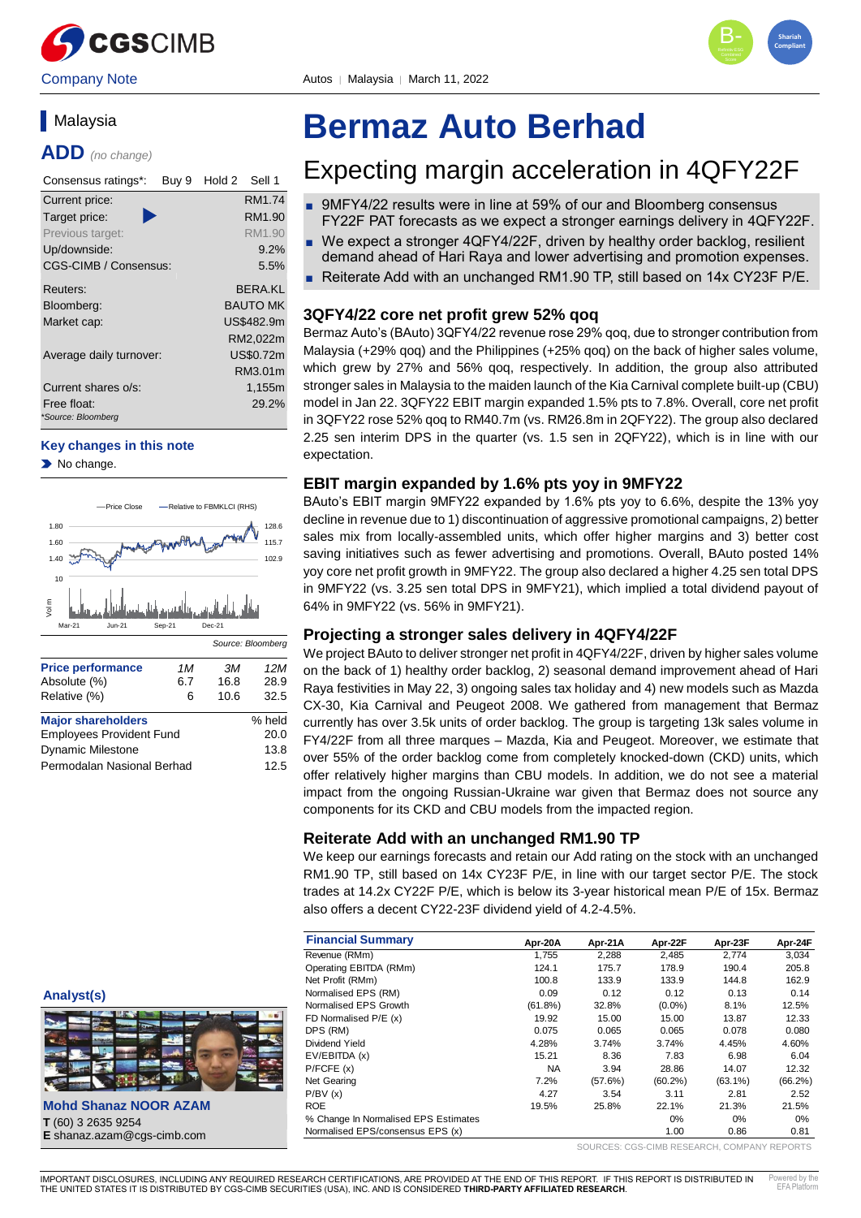Company Note

Autos | Malaysia | March 11, 2022

# Bermaz Auto Berhad

## Expecting margin acceleration in 4QFY22F

- 9MFY4/22 results were in line at 59% of our and Bloomberg consensus FY22F PAT forecasts as we expect a stronger earnings delivery in 4QFY22F.
- We expect a stronger 4QFY4/22F, driven by healthy order backlog, resilient demand ahead of Hari Raya and lower advertising and promotion expenses.
- Reiterate Add with an unchanged RM1.90 TP, still based on 14x CY23F P/E.

### 3QFY4/22 core net profit grew 52% qoq

Bermaz Auto's (BAuto) 3QFY4/22 revenue rose 29% qoq, due to stronger contribution from Malaysia (+29% qoq) and the Philippines (+25% qoq) on the back of higher sales volume, which grew by 27% and 56% qoq, respectively. In addition, the group also attributed stronger sales in Malaysia to the maiden launch of the Kia Carnival complete built-up (CBU) model in Jan 22. 3QFY22 EBIT margin expanded 1.5% pts to 7.8%. Overall, core net profit in 3QFY22 rose 52% qoq to RM40.7m (vs. RM26.8m in 2QFY22). The group also declared 2.25 sen interim DPS in the quarter (vs. 1.5 sen in 2QFY22), which is in line with our expectation.

### EBIT margin expanded by 1.6% pts yoy in 9MFY22

BAuto's EBIT margin 9MFY22 expanded by 1.6% pts yoy to 6.6%, despite the 13% yoy decline in revenue due to 1) discontinuation of aggressive promotional campaigns, 2) better sales mix from locally-assembled units, which offer higher margins and 3) better cost saving initiatives such as fewer advertising and promotions. Overall, BAuto posted 14% yoy core net profit growth in 9MFY22. The group also declared a higher 4.25 sen total DPS in 9MFY22 (vs. 3.25 sen total DPS in 9MFY21), which implied a total dividend payout of 64% in 9MFY22 (vs. 56% in 9MFY21).

### Projecting a stronger sales delivery in 4QFY4/22F

We project BAuto to deliver stronger net profit in 4QFY4/22F, driven by higher sales volume on the back of 1) healthy order backlog, 2) seasonal demand improvement ahead of Hari Raya festivities in May 22, 3) ongoing sales tax holiday and 4) new models such as Mazda CX-30, Kia Carnival and Peugeot 2008. We gathered from management that Bermaz currently has over 3.5k units of order backlog. The group is targeting 13k sales volume in FY4/22F from all three marques – Mazda, Kia and Peugeot. Moreover, we estimate that over 55% of the order backlog come from completely knocked-down (CKD) units, which offer relatively higher margins than CBU models. In addition, we do not see a material impact from the ongoing Russian-Ukraine war given that Bermaz does not source any components for its CKD and CBU models from the impacted region.

### Reiterate Add with an unchanged RM1.90 TP

We keep our earnings forecasts and retain our Add rating on the stock with an unchanged RM1.90 TP, still based on 14x CY23F P/E, in line with our target sector P/E. The stock trades at 14.2x CY22F P/E, which is below its 3-year historical mean P/E of 15x. Bermaz also offers a decent CY22-23F dividend yield of 4.2-4.5%.

| Financial Summary | Apr-20A | Apr-21A | Apr-22F | Apr-23F | Apr-24F |
|---|---|---|---|---|---|
| Revenue (RMm) | 1,755 | 2,288 | 2,485 | 2,774 | 3,034 |
| Operating EBITDA (RMm) | 124.1 | 175.7 | 178.9 | 190.4 | 205.8 |
| Net Profit (RMm) | 100.8 | 133.9 | 133.9 | 144.8 | 162.9 |
| Normalised EPS (RM) | 0.09 | 0.12 | 0.12 | 0.13 | 0.14 |
| Normalised EPS Growth | (61.8%) | 32.8% | (0.0%) | 8.1% | 12.5% |
| FD Normalised P/E (x) | 19.92 | 15.00 | 15.00 | 13.87 | 12.33 |
| DPS (RM) | 0.075 | 0.065 | 0.065 | 0.078 | 0.080 |
| Dividend Yield | 4.28% | 3.74% | 3.74% | 4.45% | 4.60% |
| EV/EBITDA (x) | 15.21 | 8.36 | 7.83 | 6.98 | 6.04 |
| P/FCFE (x) | NA | 3.94 | 28.86 | 14.07 | 12.32 |
| Net Gearing | 7.2% | (57.6%) | (60.2%) | (63.1%) | (66.2%) |
| P/BV (x) | 4.27 | 3.54 | 3.11 | 2.81 | 2.52 |
| ROE | 19.5% | 25.8% | 22.1% | 21.3% | 21.5% |
| % Change In Normalised EPS Estimates | | | 0% | 0% | 0% |
| Normalised EPS/consensus EPS (x) | | | 1.00 | 0.86 | 0.81 |

SOURCES: CGS-CIMB RESEARCH, COMPANY REPORTS

Malaysia

**ADD** *(no change)*

| Consensus ratings*: | Buy 9 | Hold 2 | Sell 1 |
|---|---|---|---|
| Current price: | | | RM1.74 |
| Target price: | | | RM1.90 |
| Previous target: | | | RM1.90 |
| Up/downside: | | | 9.2% |
| CGS-CIMB / Consensus: | | | 5.5% |
| Reuters: | | | BERA.KL |
| Bloomberg: | | | BAUTO MK |
| Market cap: | | | US$482.9m |
| | | | RM2,022m |
| Average daily turnover: | | | US$0.72m |
| | | | RM3.01m |
| Current shares o/s: | | | 1,155m |
| Free float: | | | 29.2% |

*Source: Bloomberg

**Key changes in this note**

- No change.

Source: Bloomberg

| Price performance | 1M | 3M | 12M |
|---|---|---|---|
| Absolute (%) | 6.7 | 16.8 | 28.9 |
| Relative (%) | 6 | 10.6 | 32.5 |

| Major shareholders | % held |
|---|---|
| Employees Provident Fund | 20.0 |
| Dynamic Milestone | 13.8 |
| Permodalan Nasional Berhad | 12.5 |

**Analyst(s)**

**Mohd Shanaz NOOR AZAM**
**T** (60) 3 2635 9254
**E** shanaz.azam@cgs-cimb.com

IMPORTANT DISCLOSURES, INCLUDING ANY REQUIRED RESEARCH CERTIFICATIONS, ARE PROVIDED AT THE END OF THIS REPORT. IF THIS REPORT IS DISTRIBUTED IN THE UNITED STATES IT IS DISTRIBUTED BY CGS-CIMB SECURITIES (USA), INC. AND IS CONSIDERED **THIRD-PARTY AFFILIATED RESEARCH**.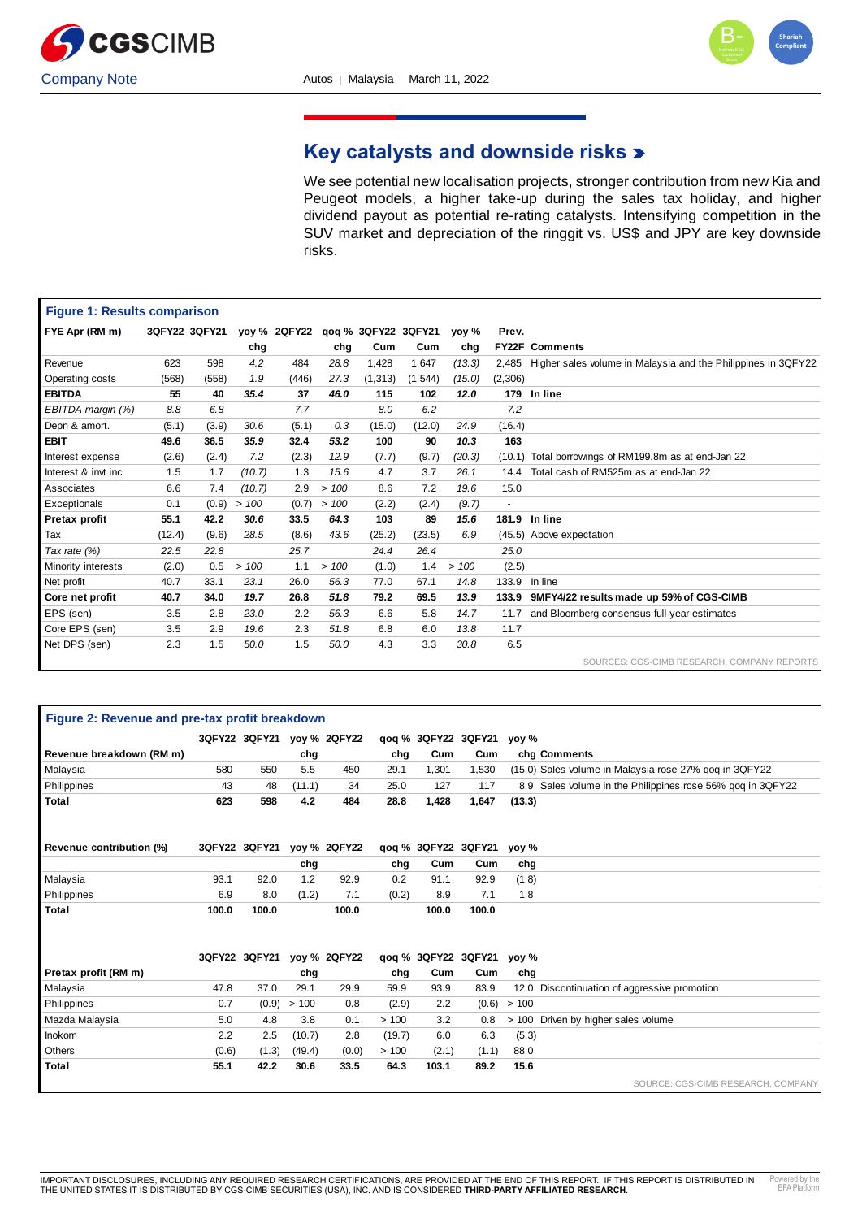## Key catalysts and downside risks

We see potential new localisation projects, stronger contribution from new Kia and Peugeot models, a higher take-up during the sales tax holiday, and higher dividend payout as potential re-rating catalysts. Intensifying competition in the SUV market and depreciation of the ringgit vs. US$ and JPY are key downside risks.

**Figure 1: Results comparison**

| FYE Apr (RM m) | 3QFY22 | 3QFY21 | yoy % chg | 2QFY22 | qoq % chg | 3QFY22 Cum | 3QFY21 Cum | yoy % chg | Prev. FY22F | Comments |
|---|---|---|---|---|---|---|---|---|---|---|
| Revenue | 623 | 598 | 4.2 | 484 | 28.8 | 1,428 | 1,647 | (13.3) | 2,485 | Higher sales volume in Malaysia and the Philippines in 3QFY22 |
| Operating costs | (568) | (558) | 1.9 | (446) | 27.3 | (1,313) | (1,544) | (15.0) | (2,306) | |
| **EBITDA** | **55** | **40** | **35.4** | **37** | **46.0** | **115** | **102** | **12.0** | **179** | **In line** |
| *EBITDA margin (%)* | *8.8* | *6.8* | | *7.7* | | *8.0* | *6.2* | | *7.2* | |
| Depn & amort. | (5.1) | (3.9) | 30.6 | (5.1) | 0.3 | (15.0) | (12.0) | 24.9 | (16.4) | |
| **EBIT** | **49.6** | **36.5** | **35.9** | **32.4** | **53.2** | **100** | **90** | **10.3** | **163** | |
| Interest expense | (2.6) | (2.4) | 7.2 | (2.3) | 12.9 | (7.7) | (9.7) | (20.3) | (10.1) | Total borrowings of RM199.8m as at end-Jan 22 |
| Interest & invt inc | 1.5 | 1.7 | (10.7) | 1.3 | 15.6 | 4.7 | 3.7 | 26.1 | 14.4 | Total cash of RM525m as at end-Jan 22 |
| Associates | 6.6 | 7.4 | (10.7) | 2.9 | > 100 | 8.6 | 7.2 | 19.6 | 15.0 | |
| Exceptionals | 0.1 | (0.9) | > 100 | (0.7) | > 100 | (2.2) | (2.4) | (9.7) | - | |
| **Pretax profit** | **55.1** | **42.2** | **30.6** | **33.5** | **64.3** | **103** | **89** | **15.6** | **181.9** | **In line** |
| Tax | (12.4) | (9.6) | 28.5 | (8.6) | 43.6 | (25.2) | (23.5) | 6.9 | (45.5) | Above expectation |
| *Tax rate (%)* | *22.5* | *22.8* | | *25.7* | | *24.4* | *26.4* | | *25.0* | |
| Minority interests | (2.0) | 0.5 | > 100 | 1.1 | > 100 | (1.0) | 1.4 | > 100 | (2.5) | |
| Net profit | 40.7 | 33.1 | 23.1 | 26.0 | 56.3 | 77.0 | 67.1 | 14.8 | 133.9 | In line |
| **Core net profit** | **40.7** | **34.0** | **19.7** | **26.8** | **51.8** | **79.2** | **69.5** | **13.9** | **133.9** | **9MFY4/22 results made up 59% of CGS-CIMB** |
| EPS (sen) | 3.5 | 2.8 | 23.0 | 2.2 | 56.3 | 6.6 | 5.8 | 14.7 | 11.7 | and Bloomberg consensus full-year estimates |
| Core EPS (sen) | 3.5 | 2.9 | 19.6 | 2.3 | 51.8 | 6.8 | 6.0 | 13.8 | 11.7 | |
| Net DPS (sen) | 2.3 | 1.5 | 50.0 | 1.5 | 50.0 | 4.3 | 3.3 | 30.8 | 6.5 | |

SOURCES: CGS-CIMB RESEARCH, COMPANY REPORTS

**Figure 2: Revenue and pre-tax profit breakdown**

| Revenue breakdown (RM m) | 3QFY22 | 3QFY21 | yoy % chg | 2QFY22 | qoq % chg | 3QFY22 Cum | 3QFY21 Cum | yoy % chg | Comments |
|---|---|---|---|---|---|---|---|---|---|
| Malaysia | 580 | 550 | 5.5 | 450 | 29.1 | 1,301 | 1,530 | (15.0) | Sales volume in Malaysia rose 27% qoq in 3QFY22 |
| Philippines | 43 | 48 | (11.1) | 34 | 25.0 | 127 | 117 | 8.9 | Sales volume in the Philippines rose 56% qoq in 3QFY22 |
| **Total** | **623** | **598** | **4.2** | **484** | **28.8** | **1,428** | **1,647** | **(13.3)** | |

| Revenue contribution (%) | 3QFY22 | 3QFY21 | yoy % chg | 2QFY22 | qoq % chg | 3QFY22 Cum | 3QFY21 Cum | yoy % chg |
|---|---|---|---|---|---|---|---|---|
| Malaysia | 93.1 | 92.0 | 1.2 | 92.9 | 0.2 | 91.1 | 92.9 | (1.8) |
| Philippines | 6.9 | 8.0 | (1.2) | 7.1 | (0.2) | 8.9 | 7.1 | 1.8 |
| **Total** | **100.0** | **100.0** | | **100.0** | | **100.0** | **100.0** | |

| Pretax profit (RM m) | 3QFY22 | 3QFY21 | yoy % chg | 2QFY22 | qoq % chg | 3QFY22 Cum | 3QFY21 Cum | yoy % chg | Comments |
|---|---|---|---|---|---|---|---|---|---|
| Malaysia | 47.8 | 37.0 | 29.1 | 29.9 | 59.9 | 93.9 | 83.9 | 12.0 | Discontinuation of aggressive promotion |
| Philippines | 0.7 | (0.9) | > 100 | 0.8 | (2.9) | 2.2 | (0.6) | > 100 | |
| Mazda Malaysia | 5.0 | 4.8 | 3.8 | 0.1 | > 100 | 3.2 | 0.8 | > 100 | Driven by higher sales volume |
| Inokom | 2.2 | 2.5 | (10.7) | 2.8 | (19.7) | 6.0 | 6.3 | (5.3) | |
| Others | (0.6) | (1.3) | (49.4) | (0.0) | > 100 | (2.1) | (1.1) | 88.0 | |
| **Total** | **55.1** | **42.2** | **30.6** | **33.5** | **64.3** | **103.1** | **89.2** | **15.6** | |

SOURCE: CGS-CIMB RESEARCH, COMPANY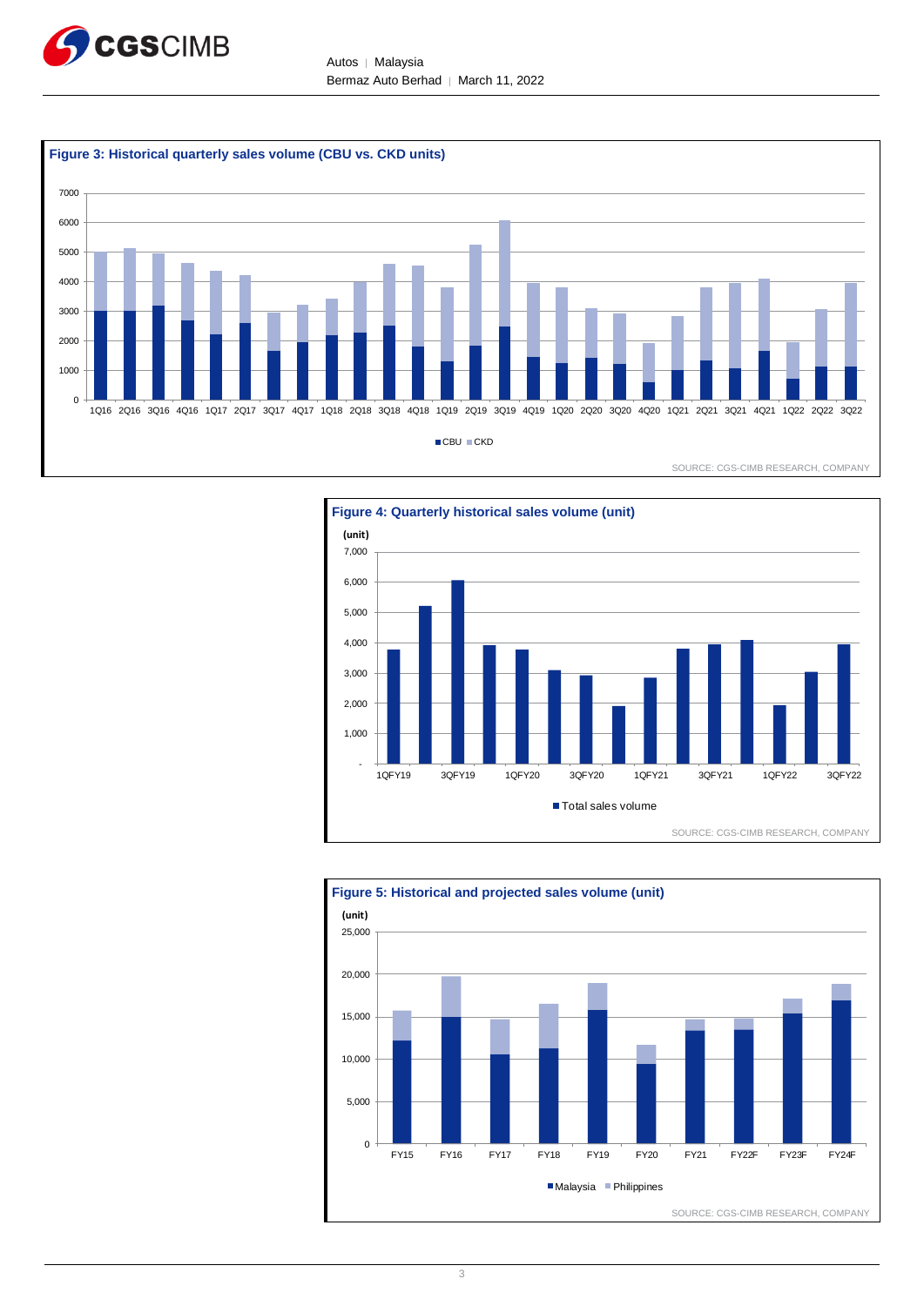**Figure 3: Historical quarterly sales volume (CBU vs. CKD units)**

■CBU ■CKD

SOURCE: CGS-CIMB RESEARCH, COMPANY

**Figure 4: Quarterly historical sales volume (unit)**

■Total sales volume

SOURCE: CGS-CIMB RESEARCH, COMPANY

**Figure 5: Historical and projected sales volume (unit)**

■Malaysia ■Philippines

SOURCE: CGS-CIMB RESEARCH, COMPANY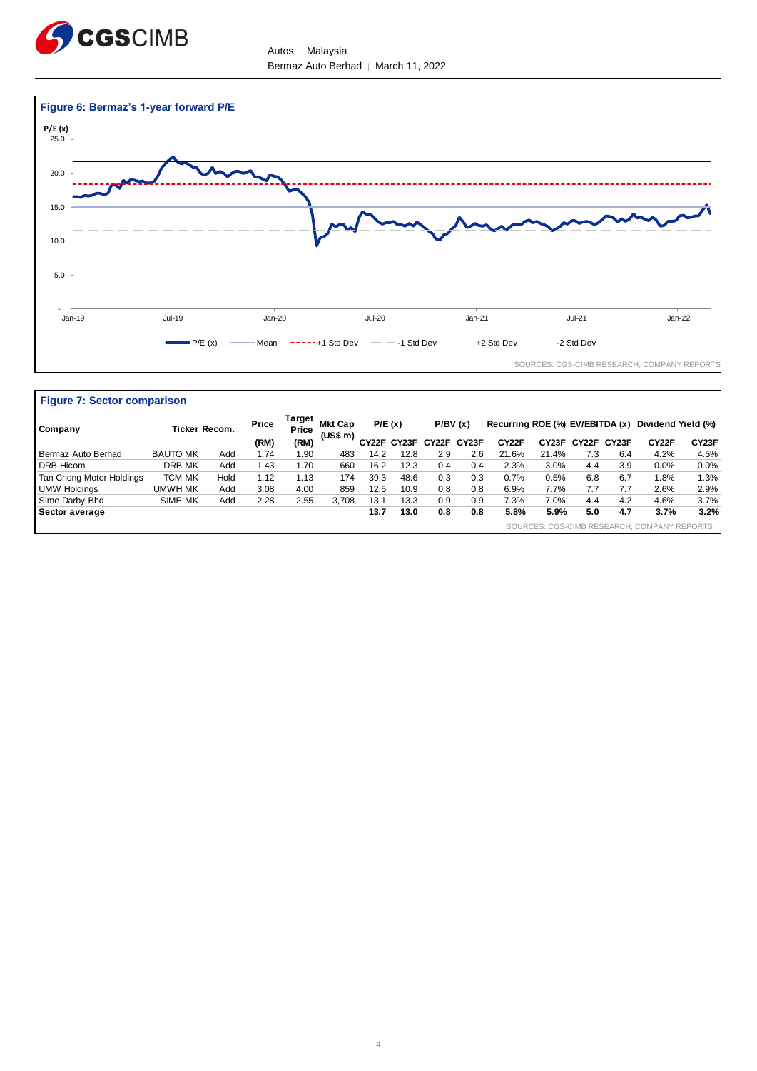**Figure 6: Bermaz's 1-year forward P/E**

P/E (x)

Legend: P/E (x), Mean, +1 Std Dev, -1 Std Dev, +2 Std Dev, -2 Std Dev

SOURCES: CGS-CIMB RESEARCH, COMPANY REPORTS

**Figure 7: Sector comparison**

| Company | Ticker | Recom. | Price (RM) | Target Price (RM) | Mkt Cap (US$ m) | P/E (x) | | P/BV (x) | | Recurring ROE (%) | | EV/EBITDA (x) | | Dividend Yield (%) | |
|---|---|---|---|---|---|---|---|---|---|---|---|---|---|---|---|
| | | | | | | CY22F | CY23F | CY22F | CY23F | CY22F | CY23F | CY22F | CY23F | CY22F | CY23F |
| Bermaz Auto Berhad | BAUTO MK | Add | 1.74 | 1.90 | 483 | 14.2 | 12.8 | 2.9 | 2.6 | 21.6% | 21.4% | 7.3 | 6.4 | 4.2% | 4.5% |
| DRB-Hicom | DRB MK | Add | 1.43 | 1.70 | 660 | 16.2 | 12.3 | 0.4 | 0.4 | 2.3% | 3.0% | 4.4 | 3.9 | 0.0% | 0.0% |
| Tan Chong Motor Holdings | TCM MK | Hold | 1.12 | 1.13 | 174 | 39.3 | 48.6 | 0.3 | 0.3 | 0.7% | 0.5% | 6.8 | 6.7 | 1.8% | 1.3% |
| UMW Holdings | UMWH MK | Add | 3.08 | 4.00 | 859 | 12.5 | 10.9 | 0.8 | 0.8 | 6.9% | 7.7% | 7.7 | 7.7 | 2.6% | 2.9% |
| Sime Darby Bhd | SIME MK | Add | 2.28 | 2.55 | 3,708 | 13.1 | 13.3 | 0.9 | 0.9 | 7.3% | 7.0% | 4.4 | 4.2 | 4.6% | 3.7% |
| **Sector average** | | | | | | **13.7** | **13.0** | **0.8** | **0.8** | **5.8%** | **5.9%** | **5.0** | **4.7** | **3.7%** | **3.2%** |

SOURCES: CGS-CIMB RESEARCH, COMPANY REPORTS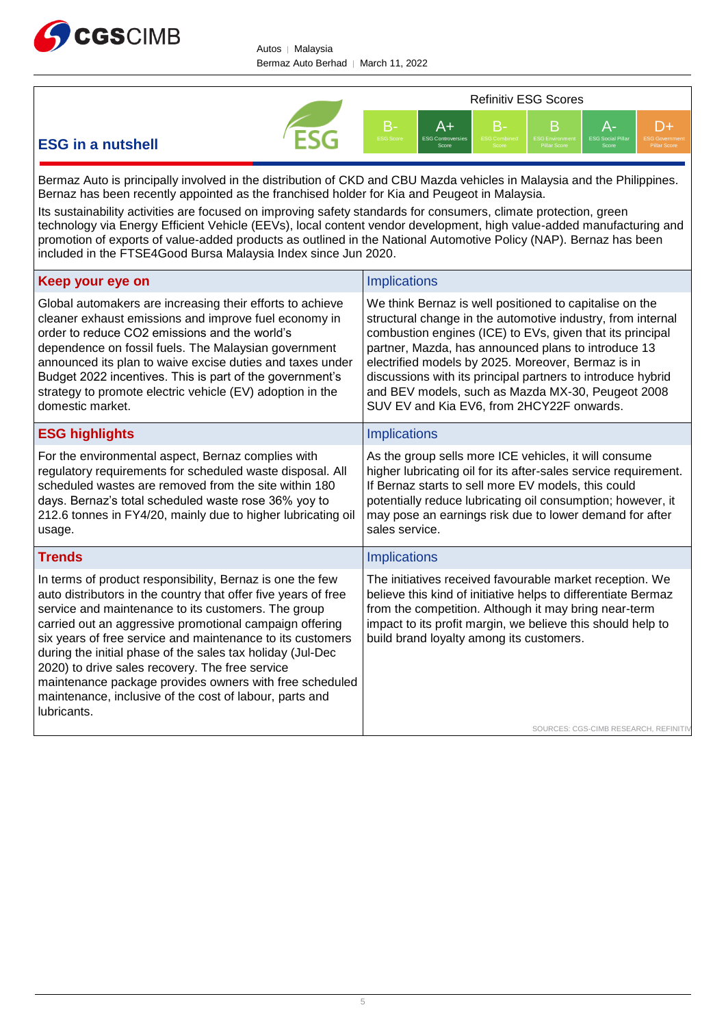## ESG in a nutshell

**Refinitiv ESG Scores**

| B- | A+ | B- | B | A- | D+ |
|---|---|---|---|---|---|
| ESG Score | ESG Controversies Score | ESG Combined Score | ESG Environment Pillar Score | ESG Social Pillar Score | ESG Government Pillar Score |

Bermaz Auto is principally involved in the distribution of CKD and CBU Mazda vehicles in Malaysia and the Philippines. Bermaz has been recently appointed as the franchised holder for Kia and Peugeot in Malaysia.

Its sustainability activities are focused on improving safety standards for consumers, climate protection, green technology via Energy Efficient Vehicle (EEVs), local content vendor development, high value-added manufacturing and promotion of exports of value-added products as outlined in the National Automotive Policy (NAP). Bernaz has been included in the FTSE4Good Bursa Malaysia Index since Jun 2020.

| Keep your eye on | Implications |
|---|---|
| Global automakers are increasing their efforts to achieve cleaner exhaust emissions and improve fuel economy in order to reduce CO2 emissions and the world's dependence on fossil fuels. The Malaysian government announced its plan to waive excise duties and taxes under Budget 2022 incentives. This is part of the government's strategy to promote electric vehicle (EV) adoption in the domestic market. | We think Bernaz is well positioned to capitalise on the structural change in the automotive industry, from internal combustion engines (ICE) to EVs, given that its principal partner, Mazda, has announced plans to introduce 13 electrified models by 2025. Moreover, Bermaz is in discussions with its principal partners to introduce hybrid and BEV models, such as Mazda MX-30, Peugeot 2008 SUV EV and Kia EV6, from 2HCY22F onwards. |

| ESG highlights | Implications |
|---|---|
| For the environmental aspect, Bernaz complies with regulatory requirements for scheduled waste disposal. All scheduled wastes are removed from the site within 180 days. Bernaz's total scheduled waste rose 36% yoy to 212.6 tonnes in FY4/20, mainly due to higher lubricating oil usage. | As the group sells more ICE vehicles, it will consume higher lubricating oil for its after-sales service requirement. If Bernaz starts to sell more EV models, this could potentially reduce lubricating oil consumption; however, it may pose an earnings risk due to lower demand for after sales service. |

| Trends | Implications |
|---|---|
| In terms of product responsibility, Bernaz is one the few auto distributors in the country that offer five years of free service and maintenance to its customers. The group carried out an aggressive promotional campaign offering six years of free service and maintenance to its customers during the initial phase of the sales tax holiday (Jul-Dec 2020) to drive sales recovery. The free service maintenance package provides owners with free scheduled maintenance, inclusive of the cost of labour, parts and lubricants. | The initiatives received favourable market reception. We believe this kind of initiative helps to differentiate Bermaz from the competition. Although it may bring near-term impact to its profit margin, we believe this should help to build brand loyalty among its customers. |

SOURCES: CGS-CIMB RESEARCH, REFINITIV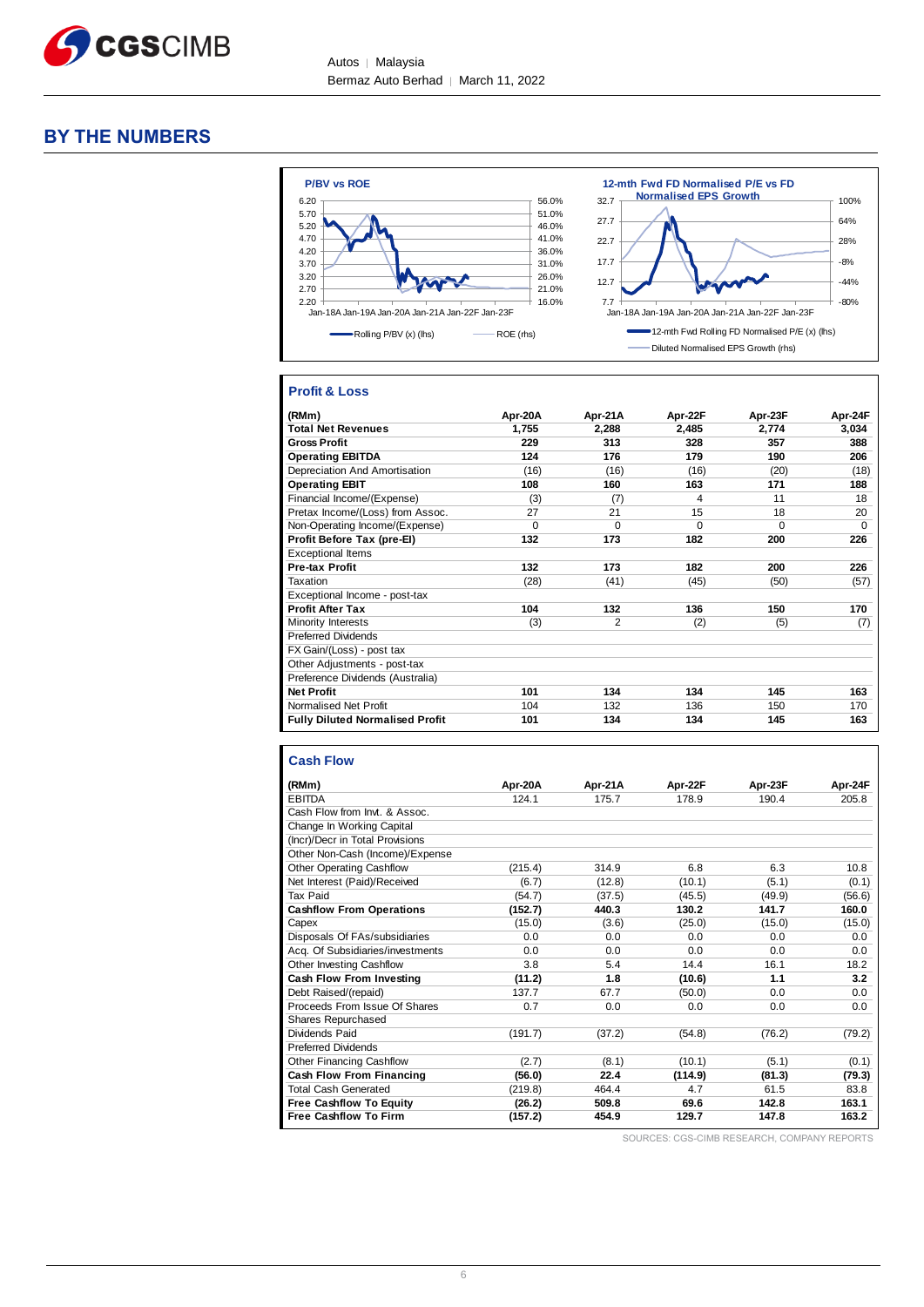## BY THE NUMBERS

**P/BV vs ROE**

Rolling P/BV (x) (lhs) — ROE (rhs)

**12-mth Fwd FD Normalised P/E vs FD Normalised EPS Growth**

12-mth Fwd Rolling FD Normalised P/E (x) (lhs) — Diluted Normalised EPS Growth (rhs)

### Profit & Loss

| (RMm) | Apr-20A | Apr-21A | Apr-22F | Apr-23F | Apr-24F |
|---|---|---|---|---|---|
| **Total Net Revenues** | **1,755** | **2,288** | **2,485** | **2,774** | **3,034** |
| **Gross Profit** | **229** | **313** | **328** | **357** | **388** |
| **Operating EBITDA** | **124** | **176** | **179** | **190** | **206** |
| Depreciation And Amortisation | (16) | (16) | (16) | (20) | (18) |
| **Operating EBIT** | **108** | **160** | **163** | **171** | **188** |
| Financial Income/(Expense) | (3) | (7) | 4 | 11 | 18 |
| Pretax Income/(Loss) from Assoc. | 27 | 21 | 15 | 18 | 20 |
| Non-Operating Income/(Expense) | 0 | 0 | 0 | 0 | 0 |
| **Profit Before Tax (pre-EI)** | **132** | **173** | **182** | **200** | **226** |
| Exceptional Items | | | | | |
| **Pre-tax Profit** | **132** | **173** | **182** | **200** | **226** |
| Taxation | (28) | (41) | (45) | (50) | (57) |
| Exceptional Income - post-tax | | | | | |
| **Profit After Tax** | **104** | **132** | **136** | **150** | **170** |
| Minority Interests | (3) | 2 | (2) | (5) | (7) |
| Preferred Dividends | | | | | |
| FX Gain/(Loss) - post tax | | | | | |
| Other Adjustments - post-tax | | | | | |
| Preference Dividends (Australia) | | | | | |
| **Net Profit** | **101** | **134** | **134** | **145** | **163** |
| Normalised Net Profit | 104 | 132 | 136 | 150 | 170 |
| **Fully Diluted Normalised Profit** | **101** | **134** | **134** | **145** | **163** |

### Cash Flow

| (RMm) | Apr-20A | Apr-21A | Apr-22F | Apr-23F | Apr-24F |
|---|---|---|---|---|---|
| EBITDA | 124.1 | 175.7 | 178.9 | 190.4 | 205.8 |
| Cash Flow from Invt. & Assoc. | | | | | |
| Change In Working Capital | | | | | |
| (Incr)/Decr in Total Provisions | | | | | |
| Other Non-Cash (Income)/Expense | | | | | |
| Other Operating Cashflow | (215.4) | 314.9 | 6.8 | 6.3 | 10.8 |
| Net Interest (Paid)/Received | (6.7) | (12.8) | (10.1) | (5.1) | (0.1) |
| Tax Paid | (54.7) | (37.5) | (45.5) | (49.9) | (56.6) |
| **Cashflow From Operations** | **(152.7)** | **440.3** | **130.2** | **141.7** | **160.0** |
| Capex | (15.0) | (3.6) | (25.0) | (15.0) | (15.0) |
| Disposals Of FAs/subsidiaries | 0.0 | 0.0 | 0.0 | 0.0 | 0.0 |
| Acq. Of Subsidiaries/investments | 0.0 | 0.0 | 0.0 | 0.0 | 0.0 |
| Other Investing Cashflow | 3.8 | 5.4 | 14.4 | 16.1 | 18.2 |
| **Cash Flow From Investing** | **(11.2)** | **1.8** | **(10.6)** | **1.1** | **3.2** |
| Debt Raised/(repaid) | 137.7 | 67.7 | (50.0) | 0.0 | 0.0 |
| Proceeds From Issue Of Shares | 0.7 | 0.0 | 0.0 | 0.0 | 0.0 |
| Shares Repurchased | | | | | |
| Dividends Paid | (191.7) | (37.2) | (54.8) | (76.2) | (79.2) |
| Preferred Dividends | | | | | |
| Other Financing Cashflow | (2.7) | (8.1) | (10.1) | (5.1) | (0.1) |
| **Cash Flow From Financing** | **(56.0)** | **22.4** | **(114.9)** | **(81.3)** | **(79.3)** |
| Total Cash Generated | (219.8) | 464.4 | 4.7 | 61.5 | 83.8 |
| **Free Cashflow To Equity** | **(26.2)** | **509.8** | **69.6** | **142.8** | **163.1** |
| **Free Cashflow To Firm** | **(157.2)** | **454.9** | **129.7** | **147.8** | **163.2** |

SOURCES: CGS-CIMB RESEARCH, COMPANY REPORTS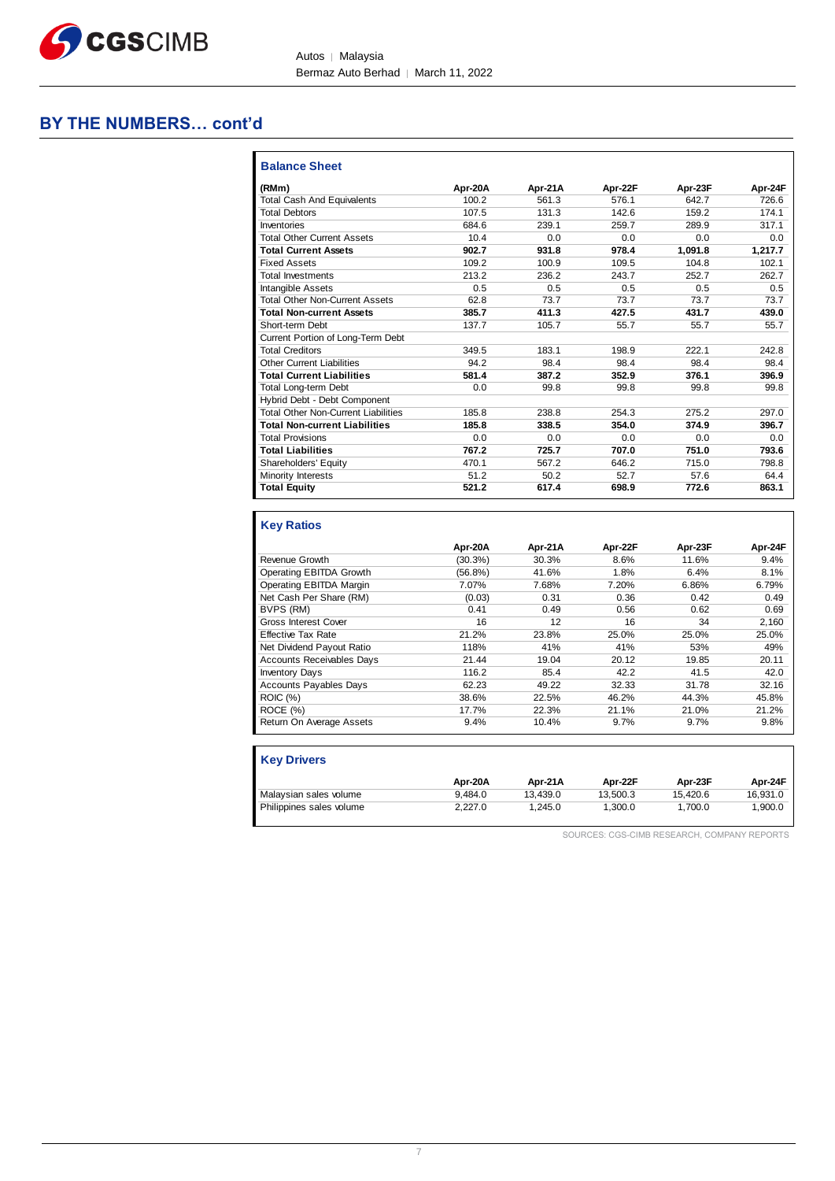## BY THE NUMBERS… cont'd

### Balance Sheet

| (RMm) | Apr-20A | Apr-21A | Apr-22F | Apr-23F | Apr-24F |
|---|---|---|---|---|---|
| Total Cash And Equivalents | 100.2 | 561.3 | 576.1 | 642.7 | 726.6 |
| Total Debtors | 107.5 | 131.3 | 142.6 | 159.2 | 174.1 |
| Inventories | 684.6 | 239.1 | 259.7 | 289.9 | 317.1 |
| Total Other Current Assets | 10.4 | 0.0 | 0.0 | 0.0 | 0.0 |
| **Total Current Assets** | **902.7** | **931.8** | **978.4** | **1,091.8** | **1,217.7** |
| Fixed Assets | 109.2 | 100.9 | 109.5 | 104.8 | 102.1 |
| Total Investments | 213.2 | 236.2 | 243.7 | 252.7 | 262.7 |
| Intangible Assets | 0.5 | 0.5 | 0.5 | 0.5 | 0.5 |
| Total Other Non-Current Assets | 62.8 | 73.7 | 73.7 | 73.7 | 73.7 |
| **Total Non-current Assets** | **385.7** | **411.3** | **427.5** | **431.7** | **439.0** |
| Short-term Debt | 137.7 | 105.7 | 55.7 | 55.7 | 55.7 |
| Current Portion of Long-Term Debt | | | | | |
| Total Creditors | 349.5 | 183.1 | 198.9 | 222.1 | 242.8 |
| Other Current Liabilities | 94.2 | 98.4 | 98.4 | 98.4 | 98.4 |
| **Total Current Liabilities** | **581.4** | **387.2** | **352.9** | **376.1** | **396.9** |
| Total Long-term Debt | 0.0 | 99.8 | 99.8 | 99.8 | 99.8 |
| Hybrid Debt - Debt Component | | | | | |
| Total Other Non-Current Liabilities | 185.8 | 238.8 | 254.3 | 275.2 | 297.0 |
| **Total Non-current Liabilities** | **185.8** | **338.5** | **354.0** | **374.9** | **396.7** |
| Total Provisions | 0.0 | 0.0 | 0.0 | 0.0 | 0.0 |
| **Total Liabilities** | **767.2** | **725.7** | **707.0** | **751.0** | **793.6** |
| Shareholders' Equity | 470.1 | 567.2 | 646.2 | 715.0 | 798.8 |
| Minority Interests | 51.2 | 50.2 | 52.7 | 57.6 | 64.4 |
| **Total Equity** | **521.2** | **617.4** | **698.9** | **772.6** | **863.1** |

### Key Ratios

| | Apr-20A | Apr-21A | Apr-22F | Apr-23F | Apr-24F |
|---|---|---|---|---|---|
| Revenue Growth | (30.3%) | 30.3% | 8.6% | 11.6% | 9.4% |
| Operating EBITDA Growth | (56.8%) | 41.6% | 1.8% | 6.4% | 8.1% |
| Operating EBITDA Margin | 7.07% | 7.68% | 7.20% | 6.86% | 6.79% |
| Net Cash Per Share (RM) | (0.03) | 0.31 | 0.36 | 0.42 | 0.49 |
| BVPS (RM) | 0.41 | 0.49 | 0.56 | 0.62 | 0.69 |
| Gross Interest Cover | 16 | 12 | 16 | 34 | 2,160 |
| Effective Tax Rate | 21.2% | 23.8% | 25.0% | 25.0% | 25.0% |
| Net Dividend Payout Ratio | 118% | 41% | 41% | 53% | 49% |
| Accounts Receivables Days | 21.44 | 19.04 | 20.12 | 19.85 | 20.11 |
| Inventory Days | 116.2 | 85.4 | 42.2 | 41.5 | 42.0 |
| Accounts Payables Days | 62.23 | 49.22 | 32.33 | 31.78 | 32.16 |
| ROIC (%) | 38.6% | 22.5% | 46.2% | 44.3% | 45.8% |
| ROCE (%) | 17.7% | 22.3% | 21.1% | 21.0% | 21.2% |
| Return On Average Assets | 9.4% | 10.4% | 9.7% | 9.7% | 9.8% |

### Key Drivers

| | Apr-20A | Apr-21A | Apr-22F | Apr-23F | Apr-24F |
|---|---|---|---|---|---|
| Malaysian sales volume | 9,484.0 | 13,439.0 | 13,500.3 | 15,420.6 | 16,931.0 |
| Philippines sales volume | 2,227.0 | 1,245.0 | 1,300.0 | 1,700.0 | 1,900.0 |

SOURCES: CGS-CIMB RESEARCH, COMPANY REPORTS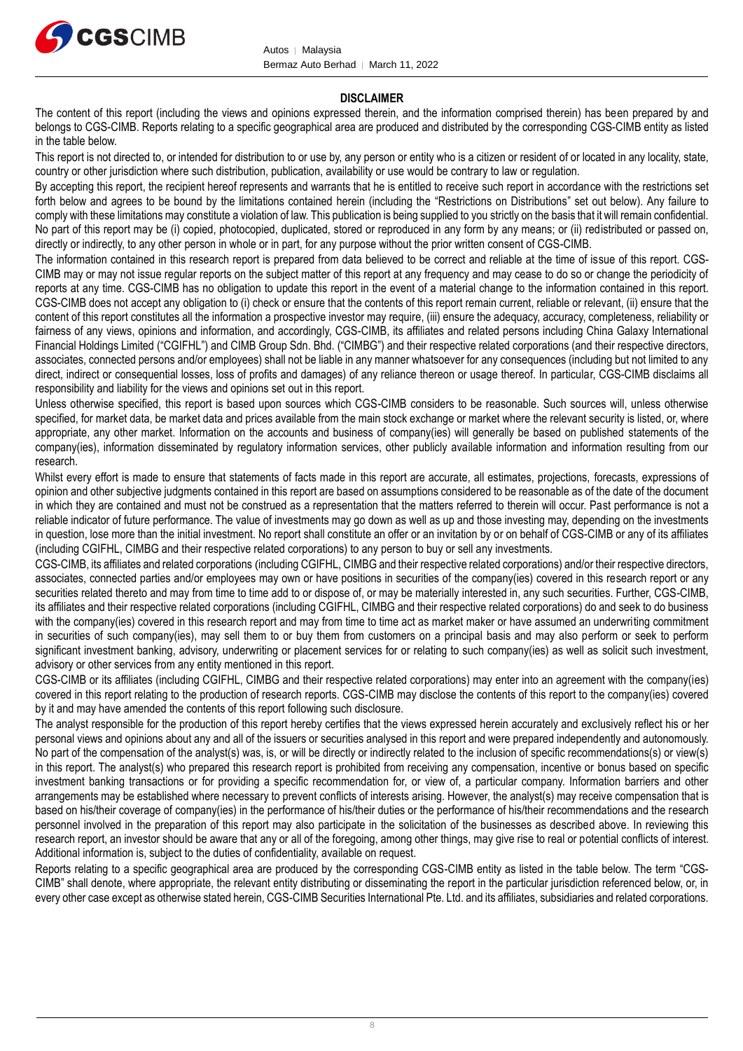## DISCLAIMER

The content of this report (including the views and opinions expressed therein, and the information comprised therein) has been prepared by and belongs to CGS-CIMB. Reports relating to a specific geographical area are produced and distributed by the corresponding CGS-CIMB entity as listed in the table below.

This report is not directed to, or intended for distribution to or use by, any person or entity who is a citizen or resident of or located in any locality, state, country or other jurisdiction where such distribution, publication, availability or use would be contrary to law or regulation.

By accepting this report, the recipient hereof represents and warrants that he is entitled to receive such report in accordance with the restrictions set forth below and agrees to be bound by the limitations contained herein (including the "Restrictions on Distributions" set out below). Any failure to comply with these limitations may constitute a violation of law. This publication is being supplied to you strictly on the basis that it will remain confidential. No part of this report may be (i) copied, photocopied, duplicated, stored or reproduced in any form by any means; or (ii) redistributed or passed on, directly or indirectly, to any other person in whole or in part, for any purpose without the prior written consent of CGS-CIMB.

The information contained in this research report is prepared from data believed to be correct and reliable at the time of issue of this report. CGS-CIMB may or may not issue regular reports on the subject matter of this report at any frequency and may cease to do so or change the periodicity of reports at any time. CGS-CIMB has no obligation to update this report in the event of a material change to the information contained in this report. CGS-CIMB does not accept any obligation to (i) check or ensure that the contents of this report remain current, reliable or relevant, (ii) ensure that the content of this report constitutes all the information a prospective investor may require, (iii) ensure the adequacy, accuracy, completeness, reliability or fairness of any views, opinions and information, and accordingly, CGS-CIMB, its affiliates and related persons including China Galaxy International Financial Holdings Limited ("CGIFHL") and CIMB Group Sdn. Bhd. ("CIMBG") and their respective related corporations (and their respective directors, associates, connected persons and/or employees) shall not be liable in any manner whatsoever for any consequences (including but not limited to any direct, indirect or consequential losses, loss of profits and damages) of any reliance thereon or usage thereof. In particular, CGS-CIMB disclaims all responsibility and liability for the views and opinions set out in this report.

Unless otherwise specified, this report is based upon sources which CGS-CIMB considers to be reasonable. Such sources will, unless otherwise specified, for market data, be market data and prices available from the main stock exchange or market where the relevant security is listed, or, where appropriate, any other market. Information on the accounts and business of company(ies) will generally be based on published statements of the company(ies), information disseminated by regulatory information services, other publicly available information and information resulting from our research.

Whilst every effort is made to ensure that statements of facts made in this report are accurate, all estimates, projections, forecasts, expressions of opinion and other subjective judgments contained in this report are based on assumptions considered to be reasonable as of the date of the document in which they are contained and must not be construed as a representation that the matters referred to therein will occur. Past performance is not a reliable indicator of future performance. The value of investments may go down as well as up and those investing may, depending on the investments in question, lose more than the initial investment. No report shall constitute an offer or an invitation by or on behalf of CGS-CIMB or any of its affiliates (including CGIFHL, CIMBG and their respective related corporations) to any person to buy or sell any investments.

CGS-CIMB, its affiliates and related corporations (including CGIFHL, CIMBG and their respective related corporations) and/or their respective directors, associates, connected parties and/or employees may own or have positions in securities of the company(ies) covered in this research report or any securities related thereto and may from time to time add to or dispose of, or may be materially interested in, any such securities. Further, CGS-CIMB, its affiliates and their respective related corporations (including CGIFHL, CIMBG and their respective related corporations) do and seek to do business with the company(ies) covered in this research report and may from time to time act as market maker or have assumed an underwriting commitment in securities of such company(ies), may sell them to or buy them from customers on a principal basis and may also perform or seek to perform significant investment banking, advisory, underwriting or placement services for or relating to such company(ies) as well as solicit such investment, advisory or other services from any entity mentioned in this report.

CGS-CIMB or its affiliates (including CGIFHL, CIMBG and their respective related corporations) may enter into an agreement with the company(ies) covered in this report relating to the production of research reports. CGS-CIMB may disclose the contents of this report to the company(ies) covered by it and may have amended the contents of this report following such disclosure.

The analyst responsible for the production of this report hereby certifies that the views expressed herein accurately and exclusively reflect his or her personal views and opinions about any and all of the issuers or securities analysed in this report and were prepared independently and autonomously. No part of the compensation of the analyst(s) was, is, or will be directly or indirectly related to the inclusion of specific recommendations(s) or view(s) in this report. The analyst(s) who prepared this research report is prohibited from receiving any compensation, incentive or bonus based on specific investment banking transactions or for providing a specific recommendation for, or view of, a particular company. Information barriers and other arrangements may be established where necessary to prevent conflicts of interests arising. However, the analyst(s) may receive compensation that is based on his/their coverage of company(ies) in the performance of his/their duties or the performance of his/their recommendations and the research personnel involved in the preparation of this report may also participate in the solicitation of the businesses as described above. In reviewing this research report, an investor should be aware that any or all of the foregoing, among other things, may give rise to real or potential conflicts of interest. Additional information is, subject to the duties of confidentiality, available on request.

Reports relating to a specific geographical area are produced by the corresponding CGS-CIMB entity as listed in the table below. The term "CGS-CIMB" shall denote, where appropriate, the relevant entity distributing or disseminating the report in the particular jurisdiction referenced below, or, in every other case except as otherwise stated herein, CGS-CIMB Securities International Pte. Ltd. and its affiliates, subsidiaries and related corporations.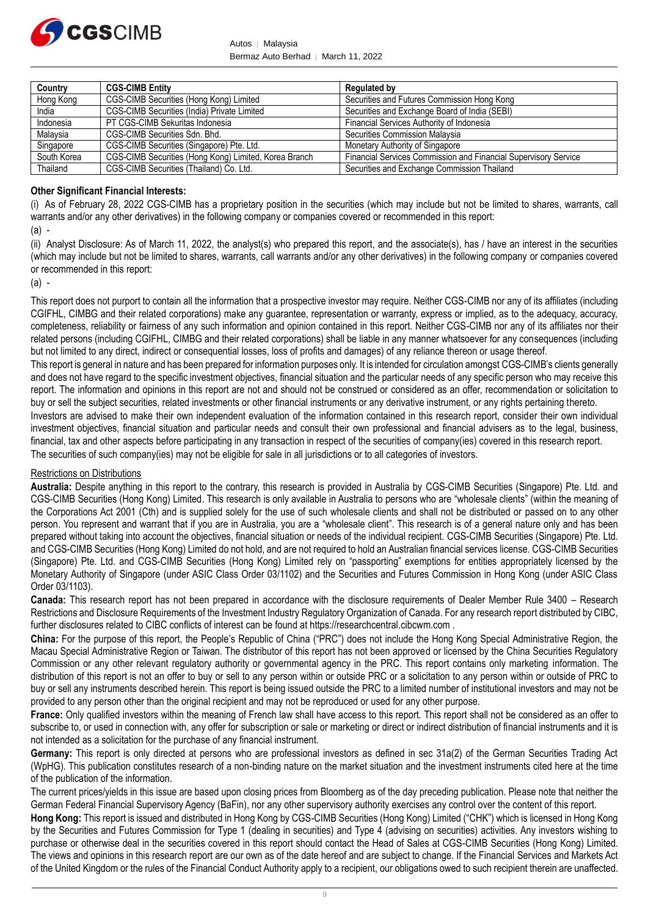| Country | CGS-CIMB Entity | Regulated by |
|---|---|---|
| Hong Kong | CGS-CIMB Securities (Hong Kong) Limited | Securities and Futures Commission Hong Kong |
| India | CGS-CIMB Securities (India) Private Limited | Securities and Exchange Board of India (SEBI) |
| Indonesia | PT CGS-CIMB Sekuritas Indonesia | Financial Services Authority of Indonesia |
| Malaysia | CGS-CIMB Securities Sdn. Bhd. | Securities Commission Malaysia |
| Singapore | CGS-CIMB Securities (Singapore) Pte. Ltd. | Monetary Authority of Singapore |
| South Korea | CGS-CIMB Securities (Hong Kong) Limited, Korea Branch | Financial Services Commission and Financial Supervisory Service |
| Thailand | CGS-CIMB Securities (Thailand) Co. Ltd. | Securities and Exchange Commission Thailand |

**Other Significant Financial Interests:**

(i) As of February 28, 2022 CGS-CIMB has a proprietary position in the securities (which may include but not be limited to shares, warrants, call warrants and/or any other derivatives) in the following company or companies covered or recommended in this report:

(a) -

(ii) Analyst Disclosure: As of March 11, 2022, the analyst(s) who prepared this report, and the associate(s), has / have an interest in the securities (which may include but not be limited to shares, warrants, call warrants and/or any other derivatives) in the following company or companies covered or recommended in this report:

(a) -

This report does not purport to contain all the information that a prospective investor may require. Neither CGS-CIMB nor any of its affiliates (including CGIFHL, CIMBG and their related corporations) make any guarantee, representation or warranty, express or implied, as to the adequacy, accuracy, completeness, reliability or fairness of any such information and opinion contained in this report. Neither CGS-CIMB nor any of its affiliates nor their related persons (including CGIFHL, CIMBG and their related corporations) shall be liable in any manner whatsoever for any consequences (including but not limited to any direct, indirect or consequential losses, loss of profits and damages) of any reliance thereon or usage thereof.

This report is general in nature and has been prepared for information purposes only. It is intended for circulation amongst CGS-CIMB's clients generally and does not have regard to the specific investment objectives, financial situation and the particular needs of any specific person who may receive this report. The information and opinions in this report are not and should not be construed or considered as an offer, recommendation or solicitation to buy or sell the subject securities, related investments or other financial instruments or any derivative instrument, or any rights pertaining thereto.

Investors are advised to make their own independent evaluation of the information contained in this research report, consider their own individual investment objectives, financial situation and particular needs and consult their own professional and financial advisers as to the legal, business, financial, tax and other aspects before participating in any transaction in respect of the securities of company(ies) covered in this research report.

The securities of such company(ies) may not be eligible for sale in all jurisdictions or to all categories of investors.

Restrictions on Distributions

**Australia:** Despite anything in this report to the contrary, this research is provided in Australia by CGS-CIMB Securities (Singapore) Pte. Ltd. and CGS-CIMB Securities (Hong Kong) Limited. This research is only available in Australia to persons who are "wholesale clients" (within the meaning of the Corporations Act 2001 (Cth) and is supplied solely for the use of such wholesale clients and shall not be distributed or passed on to any other person. You represent and warrant that if you are in Australia, you are a "wholesale client". This research is of a general nature only and has been prepared without taking into account the objectives, financial situation or needs of the individual recipient. CGS-CIMB Securities (Singapore) Pte. Ltd. and CGS-CIMB Securities (Hong Kong) Limited do not hold, and are not required to hold an Australian financial services license. CGS-CIMB Securities (Singapore) Pte. Ltd. and CGS-CIMB Securities (Hong Kong) Limited rely on "passporting" exemptions for entities appropriately licensed by the Monetary Authority of Singapore (under ASIC Class Order 03/1102) and the Securities and Futures Commission in Hong Kong (under ASIC Class Order 03/1103).

**Canada:** This research report has not been prepared in accordance with the disclosure requirements of Dealer Member Rule 3400 – Research Restrictions and Disclosure Requirements of the Investment Industry Regulatory Organization of Canada. For any research report distributed by CIBC, further disclosures related to CIBC conflicts of interest can be found at https://researchcentral.cibcwm.com .

**China:** For the purpose of this report, the People's Republic of China ("PRC") does not include the Hong Kong Special Administrative Region, the Macau Special Administrative Region or Taiwan. The distributor of this report has not been approved or licensed by the China Securities Regulatory Commission or any other relevant regulatory authority or governmental agency in the PRC. This report contains only marketing information. The distribution of this report is not an offer to buy or sell to any person within or outside PRC or a solicitation to any person within or outside of PRC to buy or sell any instruments described herein. This report is being issued outside the PRC to a limited number of institutional investors and may not be provided to any person other than the original recipient and may not be reproduced or used for any other purpose.

**France:** Only qualified investors within the meaning of French law shall have access to this report. This report shall not be considered as an offer to subscribe to, or used in connection with, any offer for subscription or sale or marketing or direct or indirect distribution of financial instruments and it is not intended as a solicitation for the purchase of any financial instrument.

**Germany:** This report is only directed at persons who are professional investors as defined in sec 31a(2) of the German Securities Trading Act (WpHG). This publication constitutes research of a non-binding nature on the market situation and the investment instruments cited here at the time of the publication of the information.

The current prices/yields in this issue are based upon closing prices from Bloomberg as of the day preceding publication. Please note that neither the German Federal Financial Supervisory Agency (BaFin), nor any other supervisory authority exercises any control over the content of this report.

**Hong Kong:** This report is issued and distributed in Hong Kong by CGS-CIMB Securities (Hong Kong) Limited ("CHK") which is licensed in Hong Kong by the Securities and Futures Commission for Type 1 (dealing in securities) and Type 4 (advising on securities) activities. Any investors wishing to purchase or otherwise deal in the securities covered in this report should contact the Head of Sales at CGS-CIMB Securities (Hong Kong) Limited. The views and opinions in this research report are our own as of the date hereof and are subject to change. If the Financial Services and Markets Act of the United Kingdom or the rules of the Financial Conduct Authority apply to a recipient, our obligations owed to such recipient therein are unaffected.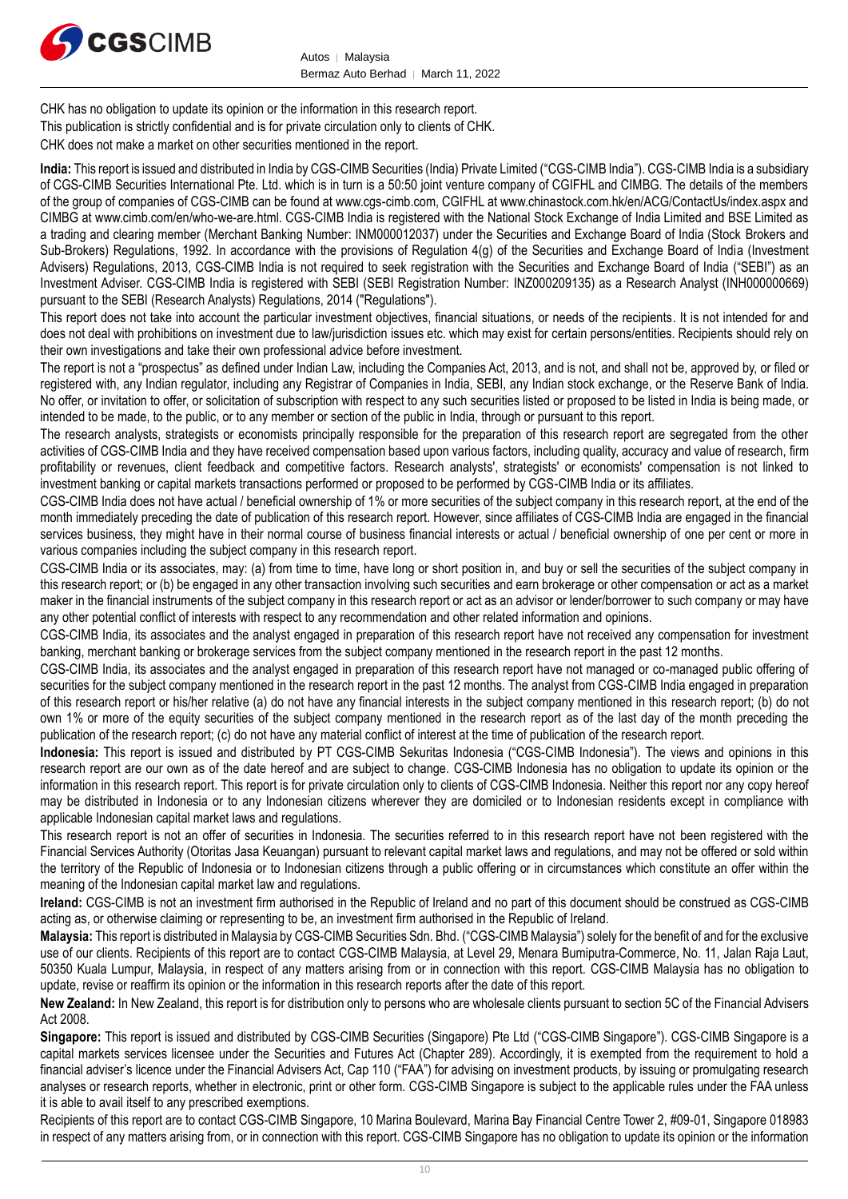CHK has no obligation to update its opinion or the information in this research report.

This publication is strictly confidential and is for private circulation only to clients of CHK.

CHK does not make a market on other securities mentioned in the report.

**India:** This report is issued and distributed in India by CGS-CIMB Securities (India) Private Limited ("CGS-CIMB India"). CGS-CIMB India is a subsidiary of CGS-CIMB Securities International Pte. Ltd. which is in turn is a 50:50 joint venture company of CGIFHL and CIMBG. The details of the members of the group of companies of CGS-CIMB can be found at www.cgs-cimb.com, CGIFHL at www.chinastock.com.hk/en/ACG/ContactUs/index.aspx and CIMBG at www.cimb.com/en/who-we-are.html. CGS-CIMB India is registered with the National Stock Exchange of India Limited and BSE Limited as a trading and clearing member (Merchant Banking Number: INM000012037) under the Securities and Exchange Board of India (Stock Brokers and Sub-Brokers) Regulations, 1992. In accordance with the provisions of Regulation 4(g) of the Securities and Exchange Board of India (Investment Advisers) Regulations, 2013, CGS-CIMB India is not required to seek registration with the Securities and Exchange Board of India ("SEBI") as an Investment Adviser. CGS-CIMB India is registered with SEBI (SEBI Registration Number: INZ000209135) as a Research Analyst (INH000000669) pursuant to the SEBI (Research Analysts) Regulations, 2014 ("Regulations").

This report does not take into account the particular investment objectives, financial situations, or needs of the recipients. It is not intended for and does not deal with prohibitions on investment due to law/jurisdiction issues etc. which may exist for certain persons/entities. Recipients should rely on their own investigations and take their own professional advice before investment.

The report is not a "prospectus" as defined under Indian Law, including the Companies Act, 2013, and is not, and shall not be, approved by, or filed or registered with, any Indian regulator, including any Registrar of Companies in India, SEBI, any Indian stock exchange, or the Reserve Bank of India. No offer, or invitation to offer, or solicitation of subscription with respect to any such securities listed or proposed to be listed in India is being made, or intended to be made, to the public, or to any member or section of the public in India, through or pursuant to this report.

The research analysts, strategists or economists principally responsible for the preparation of this research report are segregated from the other activities of CGS-CIMB India and they have received compensation based upon various factors, including quality, accuracy and value of research, firm profitability or revenues, client feedback and competitive factors. Research analysts', strategists' or economists' compensation is not linked to investment banking or capital markets transactions performed or proposed to be performed by CGS-CIMB India or its affiliates.

CGS-CIMB India does not have actual / beneficial ownership of 1% or more securities of the subject company in this research report, at the end of the month immediately preceding the date of publication of this research report. However, since affiliates of CGS-CIMB India are engaged in the financial services business, they might have in their normal course of business financial interests or actual / beneficial ownership of one per cent or more in various companies including the subject company in this research report.

CGS-CIMB India or its associates, may: (a) from time to time, have long or short position in, and buy or sell the securities of the subject company in this research report; or (b) be engaged in any other transaction involving such securities and earn brokerage or other compensation or act as a market maker in the financial instruments of the subject company in this research report or act as an advisor or lender/borrower to such company or may have any other potential conflict of interests with respect to any recommendation and other related information and opinions.

CGS-CIMB India, its associates and the analyst engaged in preparation of this research report have not received any compensation for investment banking, merchant banking or brokerage services from the subject company mentioned in the research report in the past 12 months.

CGS-CIMB India, its associates and the analyst engaged in preparation of this research report have not managed or co-managed public offering of securities for the subject company mentioned in the research report in the past 12 months. The analyst from CGS-CIMB India engaged in preparation of this research report or his/her relative (a) do not have any financial interests in the subject company mentioned in this research report; (b) do not own 1% or more of the equity securities of the subject company mentioned in the research report as of the last day of the month preceding the publication of the research report; (c) do not have any material conflict of interest at the time of publication of the research report.

**Indonesia:** This report is issued and distributed by PT CGS-CIMB Sekuritas Indonesia ("CGS-CIMB Indonesia"). The views and opinions in this research report are our own as of the date hereof and are subject to change. CGS-CIMB Indonesia has no obligation to update its opinion or the information in this research report. This report is for private circulation only to clients of CGS-CIMB Indonesia. Neither this report nor any copy hereof may be distributed in Indonesia or to any Indonesian citizens wherever they are domiciled or to Indonesian residents except in compliance with applicable Indonesian capital market laws and regulations.

This research report is not an offer of securities in Indonesia. The securities referred to in this research report have not been registered with the Financial Services Authority (Otoritas Jasa Keuangan) pursuant to relevant capital market laws and regulations, and may not be offered or sold within the territory of the Republic of Indonesia or to Indonesian citizens through a public offering or in circumstances which constitute an offer within the meaning of the Indonesian capital market law and regulations.

**Ireland:** CGS-CIMB is not an investment firm authorised in the Republic of Ireland and no part of this document should be construed as CGS-CIMB acting as, or otherwise claiming or representing to be, an investment firm authorised in the Republic of Ireland.

**Malaysia:** This report is distributed in Malaysia by CGS-CIMB Securities Sdn. Bhd. ("CGS-CIMB Malaysia") solely for the benefit of and for the exclusive use of our clients. Recipients of this report are to contact CGS-CIMB Malaysia, at Level 29, Menara Bumiputra-Commerce, No. 11, Jalan Raja Laut, 50350 Kuala Lumpur, Malaysia, in respect of any matters arising from or in connection with this report. CGS-CIMB Malaysia has no obligation to update, revise or reaffirm its opinion or the information in this research reports after the date of this report.

**New Zealand:** In New Zealand, this report is for distribution only to persons who are wholesale clients pursuant to section 5C of the Financial Advisers Act 2008.

**Singapore:** This report is issued and distributed by CGS-CIMB Securities (Singapore) Pte Ltd ("CGS-CIMB Singapore"). CGS-CIMB Singapore is a capital markets services licensee under the Securities and Futures Act (Chapter 289). Accordingly, it is exempted from the requirement to hold a financial adviser's licence under the Financial Advisers Act, Cap 110 ("FAA") for advising on investment products, by issuing or promulgating research analyses or research reports, whether in electronic, print or other form. CGS-CIMB Singapore is subject to the applicable rules under the FAA unless it is able to avail itself to any prescribed exemptions.

Recipients of this report are to contact CGS-CIMB Singapore, 10 Marina Boulevard, Marina Bay Financial Centre Tower 2, #09-01, Singapore 018983 in respect of any matters arising from, or in connection with this report. CGS-CIMB Singapore has no obligation to update its opinion or the information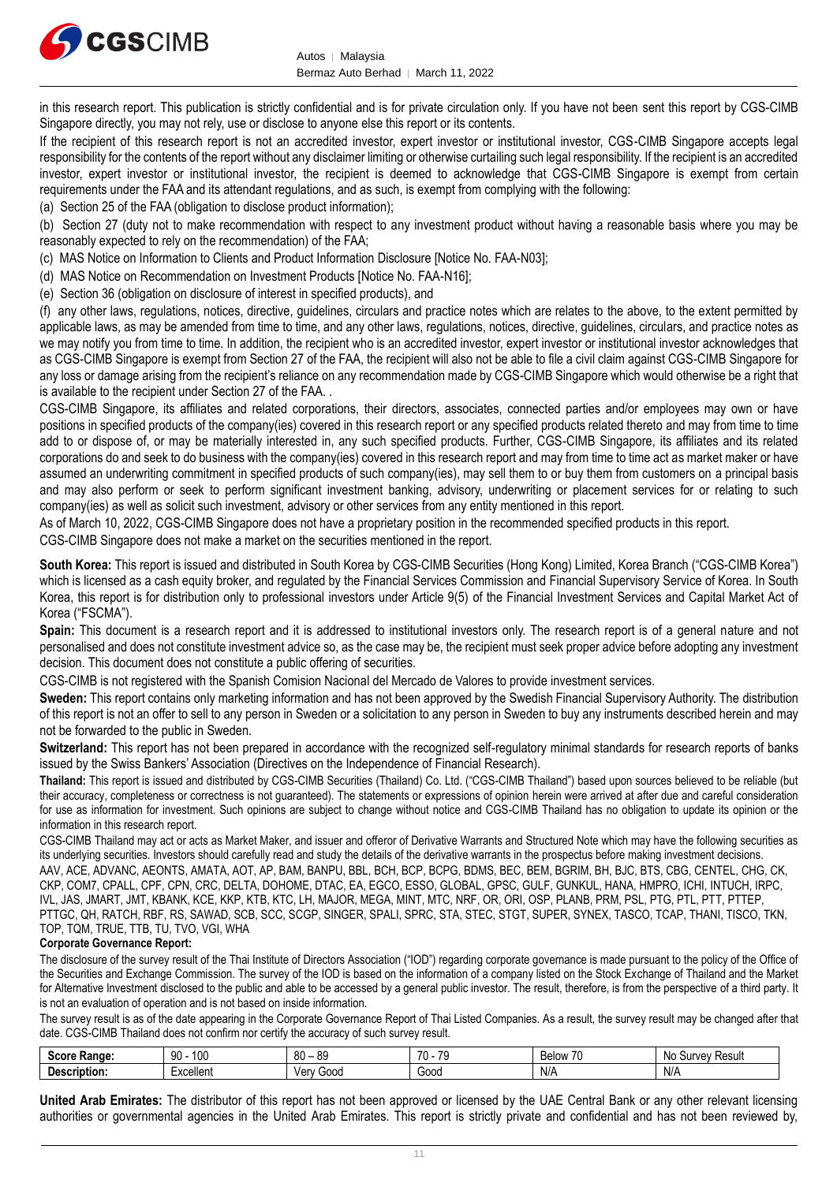in this research report. This publication is strictly confidential and is for private circulation only. If you have not been sent this report by CGS-CIMB Singapore directly, you may not rely, use or disclose to anyone else this report or its contents.

If the recipient of this research report is not an accredited investor, expert investor or institutional investor, CGS-CIMB Singapore accepts legal responsibility for the contents of the report without any disclaimer limiting or otherwise curtailing such legal responsibility. If the recipient is an accredited investor, expert investor or institutional investor, the recipient is deemed to acknowledge that CGS-CIMB Singapore is exempt from certain requirements under the FAA and its attendant regulations, and as such, is exempt from complying with the following:

(a) Section 25 of the FAA (obligation to disclose product information);

(b) Section 27 (duty not to make recommendation with respect to any investment product without having a reasonable basis where you may be reasonably expected to rely on the recommendation) of the FAA;

(c) MAS Notice on Information to Clients and Product Information Disclosure [Notice No. FAA-N03];

(d) MAS Notice on Recommendation on Investment Products [Notice No. FAA-N16];

(e) Section 36 (obligation on disclosure of interest in specified products), and

(f) any other laws, regulations, notices, directive, guidelines, circulars and practice notes which are relates to the above, to the extent permitted by applicable laws, as may be amended from time to time, and any other laws, regulations, notices, directive, guidelines, circulars, and practice notes as we may notify you from time to time. In addition, the recipient who is an accredited investor, expert investor or institutional investor acknowledges that as CGS-CIMB Singapore is exempt from Section 27 of the FAA, the recipient will also not be able to file a civil claim against CGS-CIMB Singapore for any loss or damage arising from the recipient's reliance on any recommendation made by CGS-CIMB Singapore which would otherwise be a right that is available to the recipient under Section 27 of the FAA. .

CGS-CIMB Singapore, its affiliates and related corporations, their directors, associates, connected parties and/or employees may own or have positions in specified products of the company(ies) covered in this research report or any specified products related thereto and may from time to time add to or dispose of, or may be materially interested in, any such specified products. Further, CGS-CIMB Singapore, its affiliates and its related corporations do and seek to do business with the company(ies) covered in this research report and may from time to time act as market maker or have assumed an underwriting commitment in specified products of such company(ies), may sell them to or buy them from customers on a principal basis and may also perform or seek to perform significant investment banking, advisory, underwriting or placement services for or relating to such company(ies) as well as solicit such investment, advisory or other services from any entity mentioned in this report.

As of March 10, 2022, CGS-CIMB Singapore does not have a proprietary position in the recommended specified products in this report.

CGS-CIMB Singapore does not make a market on the securities mentioned in the report.

**South Korea:** This report is issued and distributed in South Korea by CGS-CIMB Securities (Hong Kong) Limited, Korea Branch ("CGS-CIMB Korea") which is licensed as a cash equity broker, and regulated by the Financial Services Commission and Financial Supervisory Service of Korea. In South Korea, this report is for distribution only to professional investors under Article 9(5) of the Financial Investment Services and Capital Market Act of Korea ("FSCMA").

**Spain:** This document is a research report and it is addressed to institutional investors only. The research report is of a general nature and not personalised and does not constitute investment advice so, as the case may be, the recipient must seek proper advice before adopting any investment decision. This document does not constitute a public offering of securities.

CGS-CIMB is not registered with the Spanish Comision Nacional del Mercado de Valores to provide investment services.

**Sweden:** This report contains only marketing information and has not been approved by the Swedish Financial Supervisory Authority. The distribution of this report is not an offer to sell to any person in Sweden or a solicitation to any person in Sweden to buy any instruments described herein and may not be forwarded to the public in Sweden.

**Switzerland:** This report has not been prepared in accordance with the recognized self-regulatory minimal standards for research reports of banks issued by the Swiss Bankers' Association (Directives on the Independence of Financial Research).

**Thailand:** This report is issued and distributed by CGS-CIMB Securities (Thailand) Co. Ltd. ("CGS-CIMB Thailand") based upon sources believed to be reliable (but their accuracy, completeness or correctness is not guaranteed). The statements or expressions of opinion herein were arrived at after due and careful consideration for use as information for investment. Such opinions are subject to change without notice and CGS-CIMB Thailand has no obligation to update its opinion or the information in this research report.

CGS-CIMB Thailand may act or acts as Market Maker, and issuer and offeror of Derivative Warrants and Structured Note which may have the following securities as its underlying securities. Investors should carefully read and study the details of the derivative warrants in the prospectus before making investment decisions.

AAV, ACE, ADVANC, AEONTS, AMATA, AOT, AP, BAM, BANPU, BBL, BCH, BCP, BCPG, BDMS, BEC, BEM, BGRIM, BH, BJC, BTS, CBG, CENTEL, CHG, CK, CKP, COM7, CPALL, CPF, CPN, CRC, DELTA, DOHOME, DTAC, EA, EGCO, ESSO, GLOBAL, GPSC, GULF, GUNKUL, HANA, HMPRO, ICHI, INTUCH, IRPC, IVL, JAS, JMART, JMT, KBANK, KCE, KKP, KTB, KTC, LH, MAJOR, MEGA, MINT, MTC, NRF, OR, ORI, OSP, PLANB, PRM, PSL, PTG, PTL, PTT, PTTEP, PTTGC, QH, RATCH, RBF, RS, SAWAD, SCB, SCC, SCGP, SINGER, SPALI, SPRC, STA, STEC, STGT, SUPER, SYNEX, TASCO, TCAP, THANI, TISCO, TKN, TOP, TQM, TRUE, TTB, TU, TVO, VGI, WHA

**Corporate Governance Report:**

The disclosure of the survey result of the Thai Institute of Directors Association ("IOD") regarding corporate governance is made pursuant to the policy of the Office of the Securities and Exchange Commission. The survey of the IOD is based on the information of a company listed on the Stock Exchange of Thailand and the Market for Alternative Investment disclosed to the public and able to be accessed by a general public investor. The result, therefore, is from the perspective of a third party. It is not an evaluation of operation and is not based on inside information.

The survey result is as of the date appearing in the Corporate Governance Report of Thai Listed Companies. As a result, the survey result may be changed after that date. CGS-CIMB Thailand does not confirm nor certify the accuracy of such survey result.

| **Score Range:** | 90 - 100 | 80 – 89 | 70 - 79 | Below 70 | No Survey Result |
|---|---|---|---|---|---|
| **Description:** | Excellent | Very Good | Good | N/A | N/A |

**United Arab Emirates:** The distributor of this report has not been approved or licensed by the UAE Central Bank or any other relevant licensing authorities or governmental agencies in the United Arab Emirates. This report is strictly private and confidential and has not been reviewed by,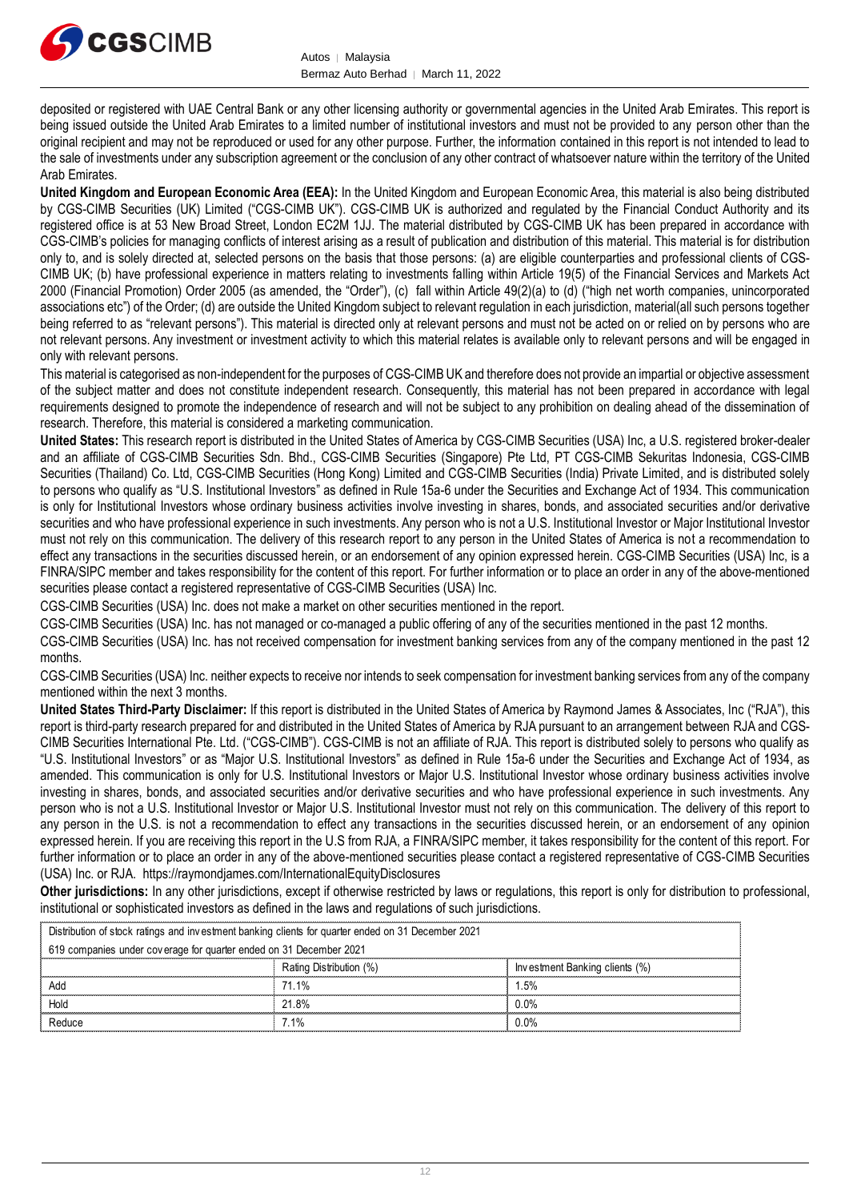deposited or registered with UAE Central Bank or any other licensing authority or governmental agencies in the United Arab Emirates. This report is being issued outside the United Arab Emirates to a limited number of institutional investors and must not be provided to any person other than the original recipient and may not be reproduced or used for any other purpose. Further, the information contained in this report is not intended to lead to the sale of investments under any subscription agreement or the conclusion of any other contract of whatsoever nature within the territory of the United Arab Emirates.

**United Kingdom and European Economic Area (EEA):** In the United Kingdom and European Economic Area, this material is also being distributed by CGS-CIMB Securities (UK) Limited ("CGS-CIMB UK"). CGS-CIMB UK is authorized and regulated by the Financial Conduct Authority and its registered office is at 53 New Broad Street, London EC2M 1JJ. The material distributed by CGS-CIMB UK has been prepared in accordance with CGS-CIMB's policies for managing conflicts of interest arising as a result of publication and distribution of this material. This material is for distribution only to, and is solely directed at, selected persons on the basis that those persons: (a) are eligible counterparties and professional clients of CGS-CIMB UK; (b) have professional experience in matters relating to investments falling within Article 19(5) of the Financial Services and Markets Act 2000 (Financial Promotion) Order 2005 (as amended, the "Order"), (c) fall within Article 49(2)(a) to (d) ("high net worth companies, unincorporated associations etc") of the Order; (d) are outside the United Kingdom subject to relevant regulation in each jurisdiction, material(all such persons together being referred to as "relevant persons"). This material is directed only at relevant persons and must not be acted on or relied on by persons who are not relevant persons. Any investment or investment activity to which this material relates is available only to relevant persons and will be engaged in only with relevant persons.

This material is categorised as non-independent for the purposes of CGS-CIMB UK and therefore does not provide an impartial or objective assessment of the subject matter and does not constitute independent research. Consequently, this material has not been prepared in accordance with legal requirements designed to promote the independence of research and will not be subject to any prohibition on dealing ahead of the dissemination of research. Therefore, this material is considered a marketing communication.

**United States:** This research report is distributed in the United States of America by CGS-CIMB Securities (USA) Inc, a U.S. registered broker-dealer and an affiliate of CGS-CIMB Securities Sdn. Bhd., CGS-CIMB Securities (Singapore) Pte Ltd, PT CGS-CIMB Sekuritas Indonesia, CGS-CIMB Securities (Thailand) Co. Ltd, CGS-CIMB Securities (Hong Kong) Limited and CGS-CIMB Securities (India) Private Limited, and is distributed solely to persons who qualify as "U.S. Institutional Investors" as defined in Rule 15a-6 under the Securities and Exchange Act of 1934. This communication is only for Institutional Investors whose ordinary business activities involve investing in shares, bonds, and associated securities and/or derivative securities and who have professional experience in such investments. Any person who is not a U.S. Institutional Investor or Major Institutional Investor must not rely on this communication. The delivery of this research report to any person in the United States of America is not a recommendation to effect any transactions in the securities discussed herein, or an endorsement of any opinion expressed herein. CGS-CIMB Securities (USA) Inc, is a FINRA/SIPC member and takes responsibility for the content of this report. For further information or to place an order in any of the above-mentioned securities please contact a registered representative of CGS-CIMB Securities (USA) Inc.

CGS-CIMB Securities (USA) Inc. does not make a market on other securities mentioned in the report.

CGS-CIMB Securities (USA) Inc. has not managed or co-managed a public offering of any of the securities mentioned in the past 12 months.

CGS-CIMB Securities (USA) Inc. has not received compensation for investment banking services from any of the company mentioned in the past 12 months.

CGS-CIMB Securities (USA) Inc. neither expects to receive nor intends to seek compensation for investment banking services from any of the company mentioned within the next 3 months.

**United States Third-Party Disclaimer:** If this report is distributed in the United States of America by Raymond James & Associates, Inc ("RJA"), this report is third-party research prepared for and distributed in the United States of America by RJA pursuant to an arrangement between RJA and CGS-CIMB Securities International Pte. Ltd. ("CGS-CIMB"). CGS-CIMB is not an affiliate of RJA. This report is distributed solely to persons who qualify as "U.S. Institutional Investors" or as "Major U.S. Institutional Investors" as defined in Rule 15a-6 under the Securities and Exchange Act of 1934, as amended. This communication is only for U.S. Institutional Investors or Major U.S. Institutional Investor whose ordinary business activities involve investing in shares, bonds, and associated securities and/or derivative securities and who have professional experience in such investments. Any person who is not a U.S. Institutional Investor or Major U.S. Institutional Investor must not rely on this communication. The delivery of this report to any person in the U.S. is not a recommendation to effect any transactions in the securities discussed herein, or an endorsement of any opinion expressed herein. If you are receiving this report in the U.S from RJA, a FINRA/SIPC member, it takes responsibility for the content of this report. For further information or to place an order in any of the above-mentioned securities please contact a registered representative of CGS-CIMB Securities (USA) Inc. or RJA. https://raymondjames.com/InternationalEquityDisclosures

**Other jurisdictions:** In any other jurisdictions, except if otherwise restricted by laws or regulations, this report is only for distribution to professional, institutional or sophisticated investors as defined in the laws and regulations of such jurisdictions.

| Distribution of stock ratings and investment banking clients for quarter ended on 31 December 2021 | | |
|---|---|---|
| 619 companies under coverage for quarter ended on 31 December 2021 | | |
| | Rating Distribution (%) | Investment Banking clients (%) |
| Add | 71.1% | 1.5% |
| Hold | 21.8% | 0.0% |
| Reduce | 7.1% | 0.0% |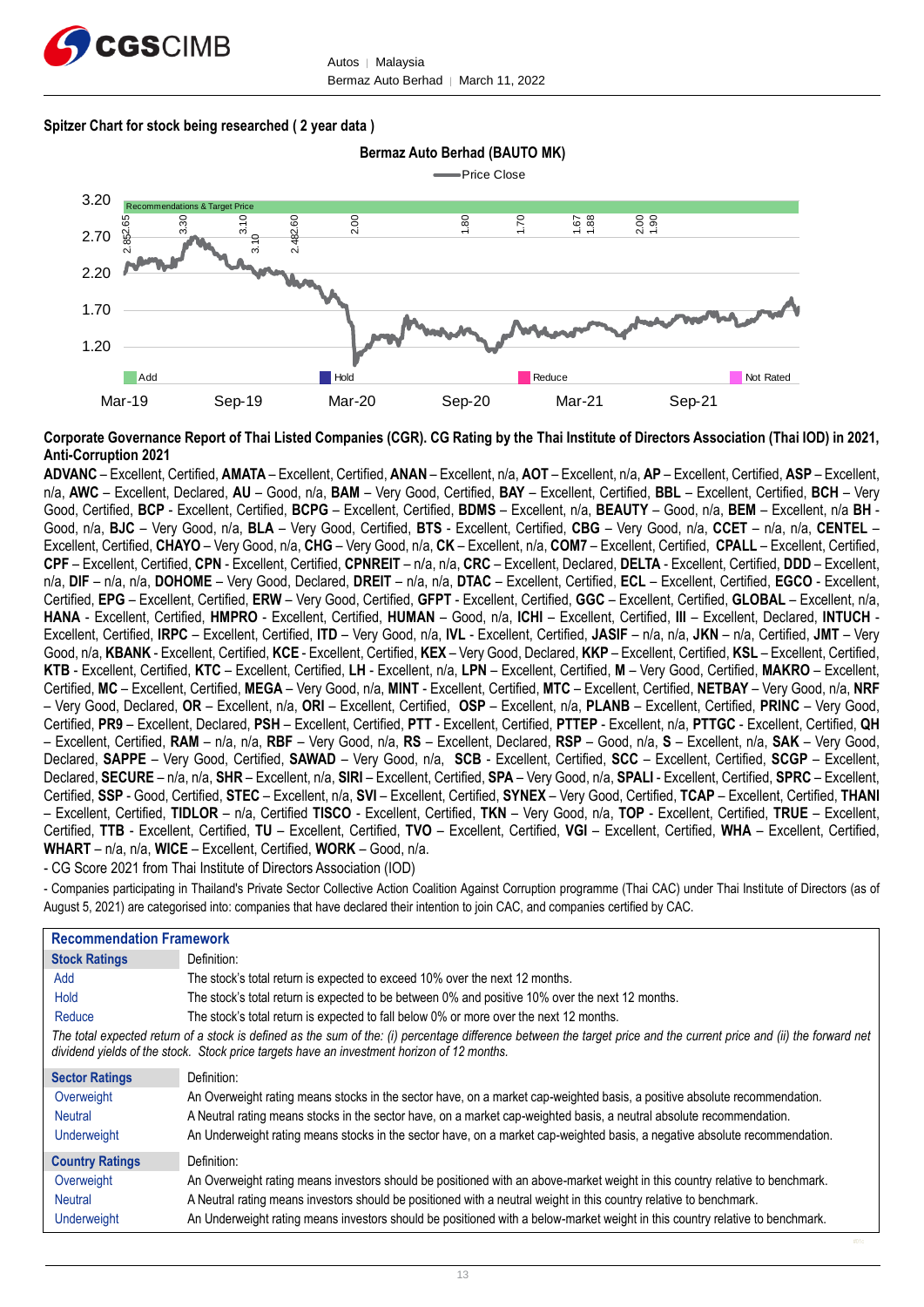**Spitzer Chart for stock being researched ( 2 year data )**

Bermaz Auto Berhad (BAUTO MK)

**Corporate Governance Report of Thai Listed Companies (CGR). CG Rating by the Thai Institute of Directors Association (Thai IOD) in 2021, Anti-Corruption 2021**

**ADVANC** – Excellent, Certified, **AMATA** – Excellent, Certified, **ANAN** – Excellent, n/a, **AOT** – Excellent, n/a, **AP** – Excellent, Certified, **ASP** – Excellent, n/a, **AWC** – Excellent, Declared, **AU** – Good, n/a, **BAM** – Very Good, Certified, **BAY** – Excellent, Certified, **BBL** – Excellent, Certified, **BCH** – Very Good, Certified, **BCP** - Excellent, Certified, **BCPG** – Excellent, Certified, **BDMS** – Excellent, n/a, **BEAUTY** – Good, n/a, **BEM** – Excellent, n/a **BH** - Good, n/a, **BJC** – Very Good, n/a, **BLA** – Very Good, Certified, **BTS** - Excellent, Certified, **CBG** – Very Good, n/a, **CCET** – n/a, n/a, **CENTEL** – Excellent, Certified, **CHAYO** – Very Good, n/a, **CHG** – Very Good, n/a, **CK** – Excellent, n/a, **COM7** – Excellent, Certified, **CPALL** – Excellent, Certified, **CPF** – Excellent, Certified, **CPN** - Excellent, Certified, **CPNREIT** – n/a, n/a, **CRC** – Excellent, Declared, **DELTA** - Excellent, Certified, **DDD** – Excellent, n/a, **DIF** – n/a, n/a, **DOHOME** – Very Good, Declared, **DREIT** – n/a, n/a, **DTAC** – Excellent, Certified, **ECL** – Excellent, Certified, **EGCO** - Excellent, Certified, **EPG** – Excellent, Certified, **ERW** – Very Good, Certified, **GFPT** - Excellent, Certified, **GGC** – Excellent, Certified, **GLOBAL** – Excellent, n/a, **HANA** - Excellent, Certified, **HMPRO** - Excellent, Certified, **HUMAN** – Good, n/a, **ICHI** – Excellent, Certified, **III** – Excellent, Declared, **INTUCH** - Excellent, Certified, **IRPC** – Excellent, Certified, **ITD** – Very Good, n/a, **IVL** - Excellent, Certified, **JASIF** – n/a, n/a, **JKN** – n/a, Certified, **JMT** – Very Good, n/a, **KBANK** - Excellent, Certified, **KCE** - Excellent, Certified, **KEX** – Very Good, Declared, **KKP** – Excellent, Certified, **KSL** – Excellent, Certified, **KTB** - Excellent, Certified, **KTC** – Excellent, Certified, **LH** - Excellent, n/a, **LPN** – Excellent, Certified, **M** – Very Good, Certified, **MAKRO** – Excellent, Certified, **MC** – Excellent, Certified, **MEGA** – Very Good, n/a, **MINT** - Excellent, Certified, **MTC** – Excellent, Certified, **NETBAY** – Very Good, n/a, **NRF** – Very Good, Declared, **OR** – Excellent, n/a, **ORI** – Excellent, Certified, **OSP** – Excellent, n/a, **PLANB** – Excellent, Certified, **PRINC** – Very Good, Certified, **PR9** – Excellent, Declared, **PSH** – Excellent, Certified, **PTT** - Excellent, Certified, **PTTEP** - Excellent, n/a, **PTTGC** - Excellent, Certified, **QH** – Excellent, Certified, **RAM** – n/a, n/a, **RBF** – Very Good, n/a, **RS** – Excellent, Declared, **RSP** – Good, n/a, **S** – Excellent, n/a, **SAK** – Very Good, Declared, **SAPPE** – Very Good, Certified, **SAWAD** – Very Good, n/a, **SCB** - Excellent, Certified, **SCC** – Excellent, Certified, **SCGP** – Excellent, Declared, **SECURE** – n/a, n/a, **SHR** – Excellent, n/a, **SIRI** – Excellent, Certified, **SPA** – Very Good, n/a, **SPALI** - Excellent, Certified, **SPRC** – Excellent, Certified, **SSP** - Good, Certified, **STEC** – Excellent, n/a, **SVI** – Excellent, Certified, **SYNEX** – Very Good, Certified, **TCAP** – Excellent, Certified, **THANI** – Excellent, Certified, **TIDLOR** – n/a, Certified **TISCO** - Excellent, Certified, **TKN** – Very Good, n/a, **TOP** - Excellent, Certified, **TRUE** – Excellent, Certified, **TTB** - Excellent, Certified, **TU** – Excellent, Certified, **TVO** – Excellent, Certified, **VGI** – Excellent, Certified, **WHA** – Excellent, Certified, **WHART** – n/a, n/a, **WICE** – Excellent, Certified, **WORK** – Good, n/a.

- CG Score 2021 from Thai Institute of Directors Association (IOD)
- Companies participating in Thailand's Private Sector Collective Action Coalition Against Corruption programme (Thai CAC) under Thai Institute of Directors (as of August 5, 2021) are categorised into: companies that have declared their intention to join CAC, and companies certified by CAC.

| **Recommendation Framework** | |
|---|---|
| **Stock Ratings** | Definition: |
| Add | The stock's total return is expected to exceed 10% over the next 12 months. |
| Hold | The stock's total return is expected to be between 0% and positive 10% over the next 12 months. |
| Reduce | The stock's total return is expected to fall below 0% or more over the next 12 months. |
| *The total expected return of a stock is defined as the sum of the: (i) percentage difference between the target price and the current price and (ii) the forward net dividend yields of the stock. Stock price targets have an investment horizon of 12 months.* | |
| **Sector Ratings** | Definition: |
| Overweight | An Overweight rating means stocks in the sector have, on a market cap-weighted basis, a positive absolute recommendation. |
| Neutral | A Neutral rating means stocks in the sector have, on a market cap-weighted basis, a neutral absolute recommendation. |
| Underweight | An Underweight rating means stocks in the sector have, on a market cap-weighted basis, a negative absolute recommendation. |
| **Country Ratings** | Definition: |
| Overweight | An Overweight rating means investors should be positioned with an above-market weight in this country relative to benchmark. |
| Neutral | A Neutral rating means investors should be positioned with a neutral weight in this country relative to benchmark. |
| Underweight | An Underweight rating means investors should be positioned with a below-market weight in this country relative to benchmark. |